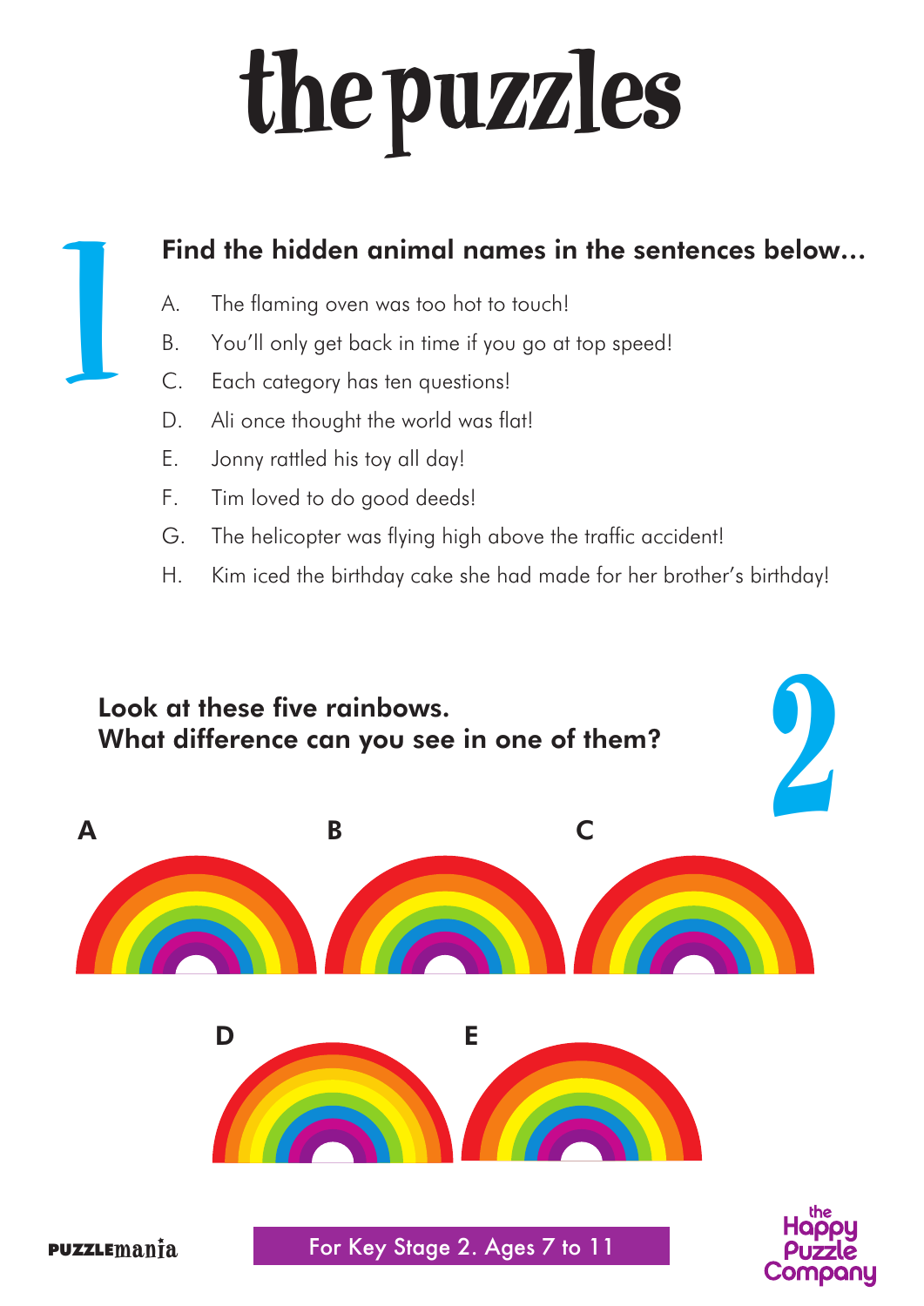# the puzzles

## 1

**Find the hidden animal names in the sentences below…**

A. The flaming oven was too hot to touch!

B. You'll only get back in time if you go at top speed!

C. Each category has ten questions!

D. Ali once thought the world was flat!

E. Jonny rattled his toy all day!

F. Tim loved to do good deeds!

G. The helicopter was flying high above the traffic accident!

H. Kim iced the birthday cake she had made for her brother's birthday!

## 2

**Look at these five rainbows.**
**What difference can you see in one of them?**

A B C

D E

PUZZLEmania

For Key Stage 2. Ages 7 to 11

the Happy Puzzle Company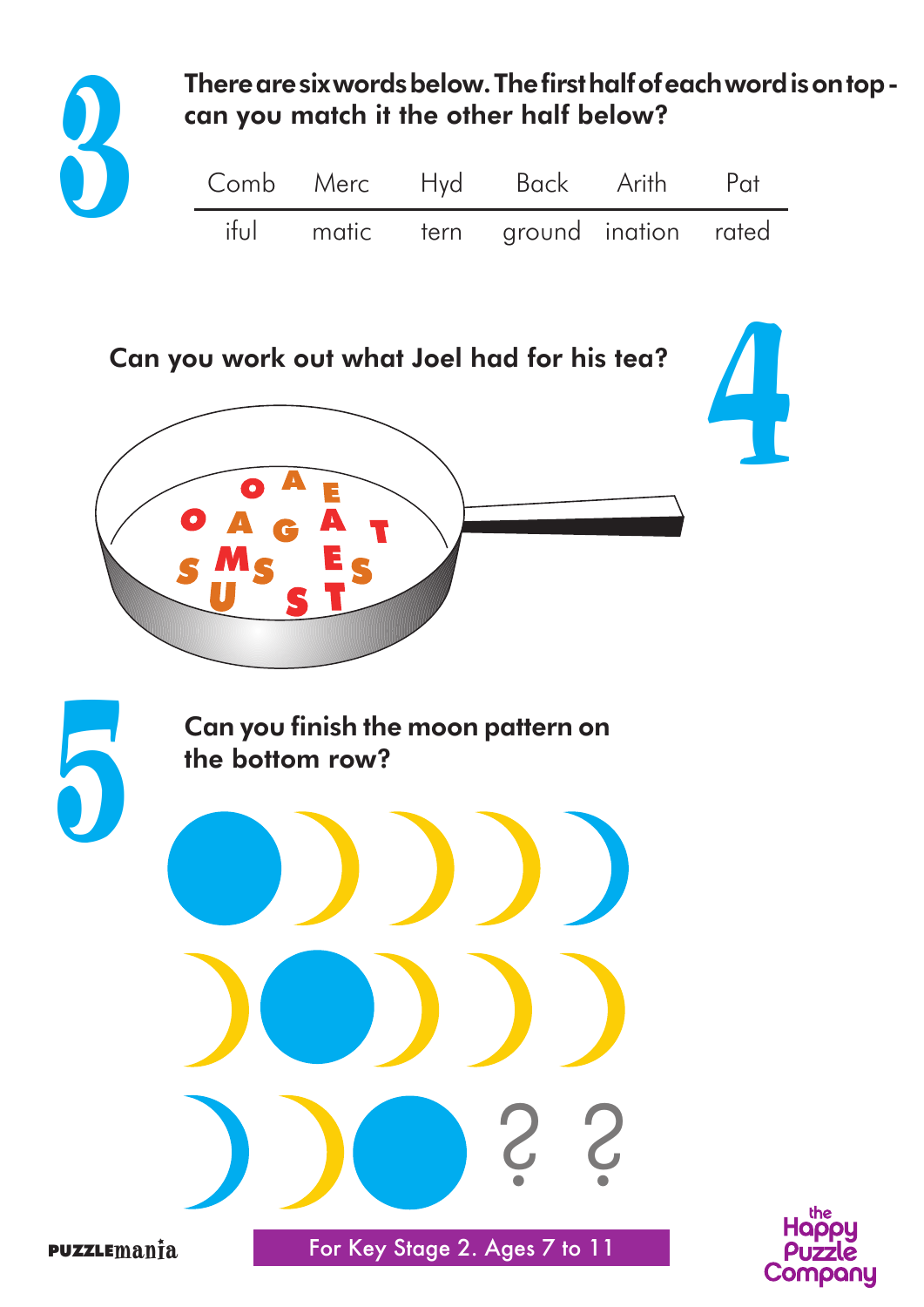## 3

**There are six words below. The first half of each word is on top - can you match it the other half below?**

| Comb | Merc | Hyd | Back | Arith | Pat |
|---|---|---|---|---|---|
| iful | matic | tern | ground | ination | rated |

## 4

**Can you work out what Joel had for his tea?**

O A E
O A G A T
S M S E S
U S T

## 5

**Can you finish the moon pattern on the bottom row?**

? ?

PUZZLEmania

For Key Stage 2. Ages 7 to 11

the Happy Puzzle Company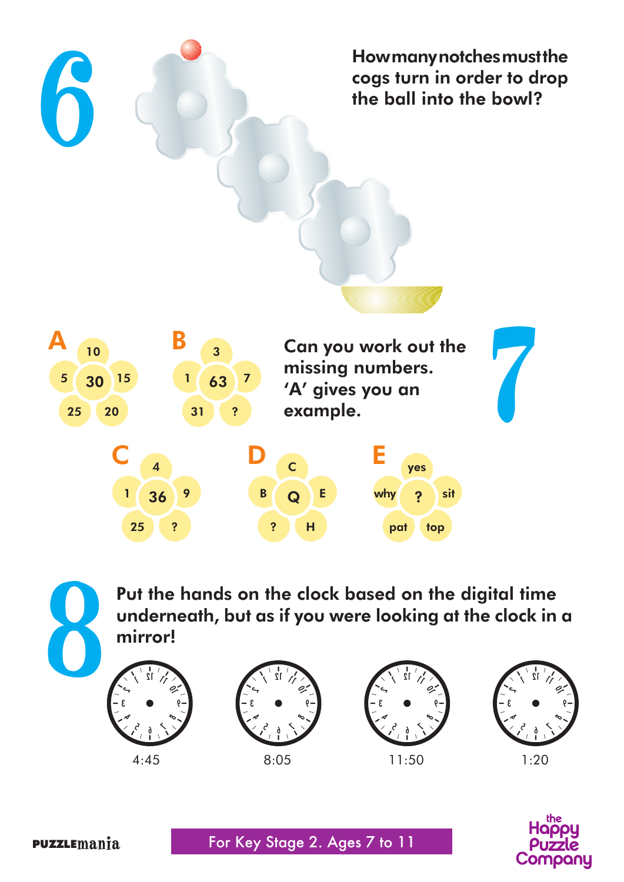# 6

How many notches must the cogs turn in order to drop the ball into the bowl?

# 7

Can you work out the missing numbers. 'A' gives you an example.

**A**: 10, 15, 20, 25, 5 — centre: 30

**B**: 3, 7, ?, 31, 1 — centre: 63

**C**: 4, 9, ?, 25, 1 — centre: 36

**D**: C, E, H, ?, B — centre: Q

**E**: yes, sit, top, pat, why — centre: ?

# 8

Put the hands on the clock based on the digital time underneath, but as if you were looking at the clock in a mirror!

4:45 &nbsp;&nbsp;&nbsp; 8:05 &nbsp;&nbsp;&nbsp; 11:50 &nbsp;&nbsp;&nbsp; 1:20

For Key Stage 2. Ages 7 to 11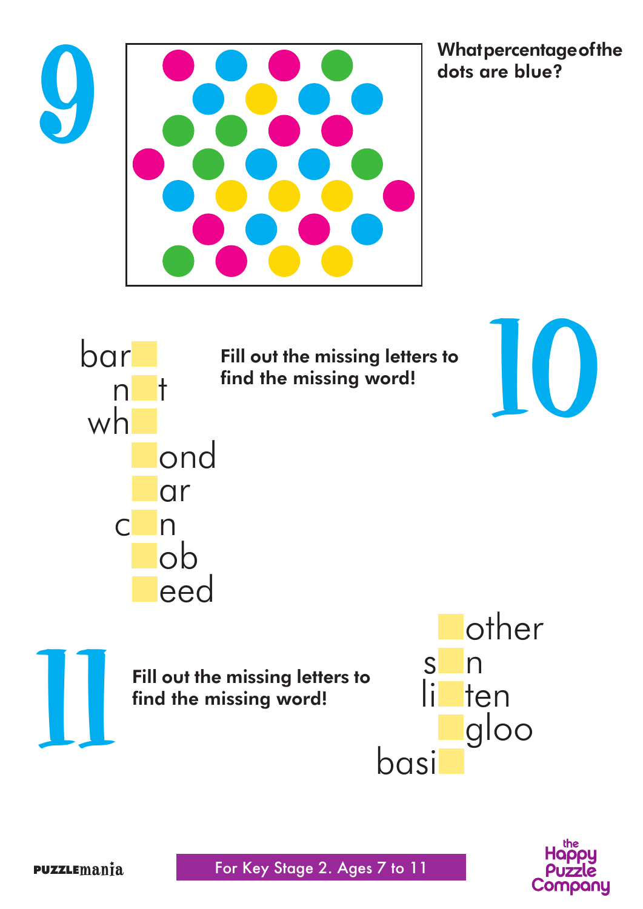## 9

What percentage of the dots are blue?

## 10

Fill out the missing letters to find the missing word!

bar_
n_t
wh_
_ond
_ar
c_n
_ob
_eed

## 11

Fill out the missing letters to find the missing word!

_other
s_n
li_ten
_gloo
basi_

PUZZLEmania

For Key Stage 2. Ages 7 to 11

the Happy Puzzle Company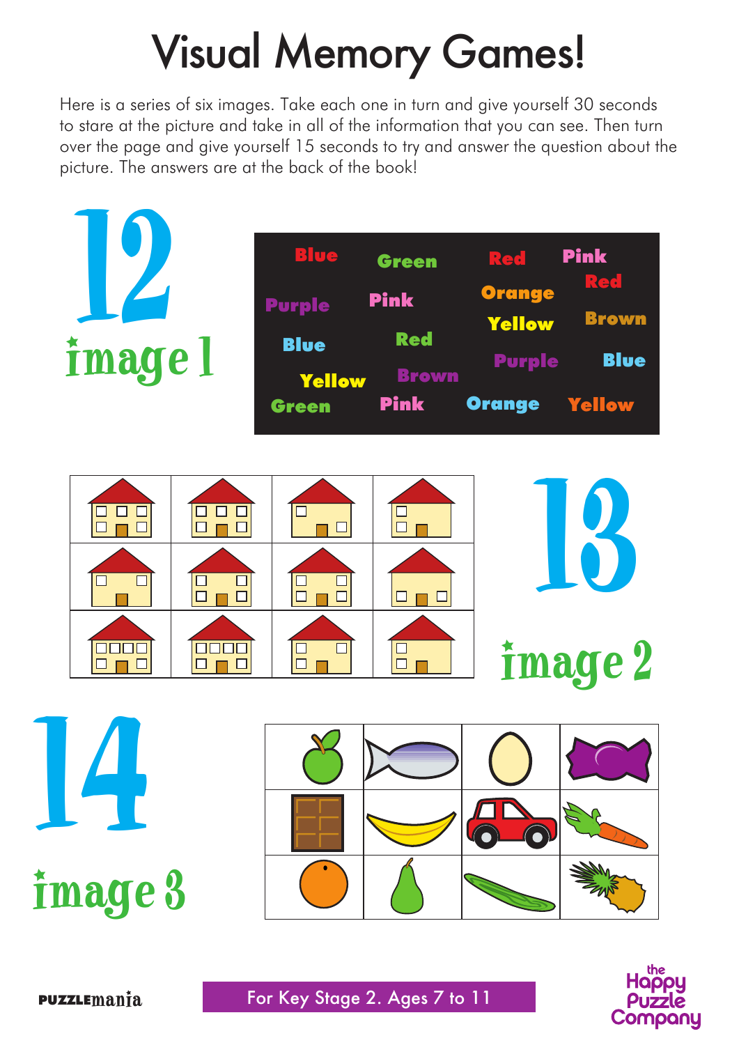# Visual Memory Games!

Here is a series of six images. Take each one in turn and give yourself 30 seconds to stare at the picture and take in all of the information that you can see. Then turn over the page and give yourself 15 seconds to try and answer the question about the picture. The answers are at the back of the book!

## 12

### image 1

Blue Green Red Pink
Purple Pink Orange Red
Yellow Brown
Blue Red Purple Blue
Yellow Brown
Green Pink Orange Yellow

## 13

### image 2

## 14

### image 3

For Key Stage 2. Ages 7 to 11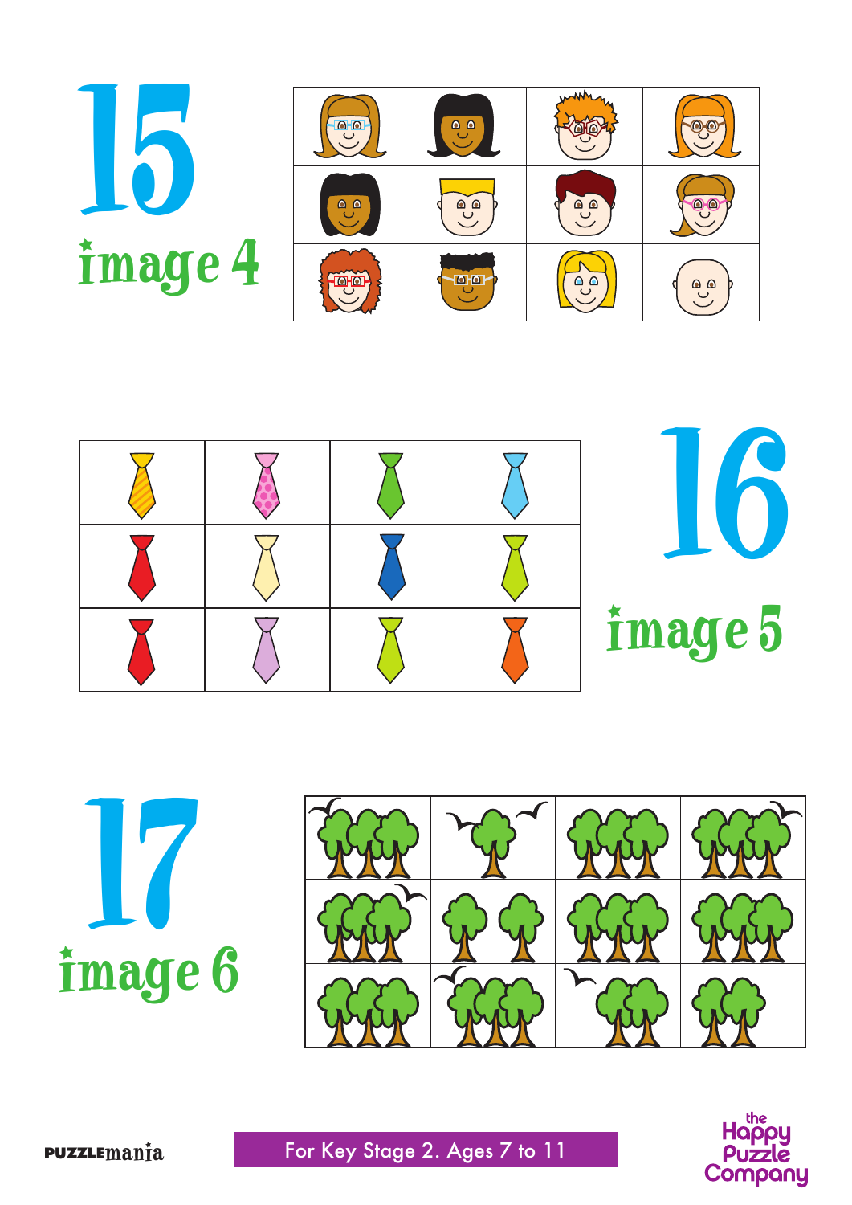# 15

## image 4

# 16

## image 5

# 17

## image 6

PUZZLEmania

For Key Stage 2. Ages 7 to 11

the Happy Puzzle Company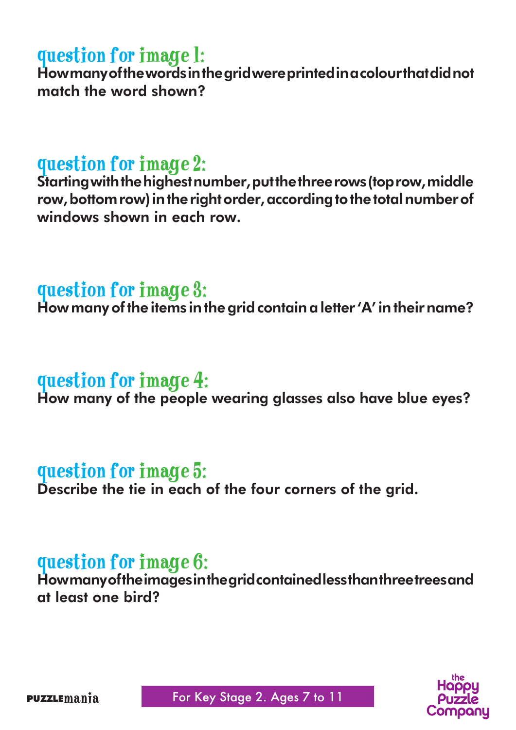## question for image 1:

**How many of the words in the grid were printed in a colour that did not match the word shown?**

## question for image 2:

**Starting with the highest number, put the three rows (top row, middle row, bottom row) in the right order, according to the total number of windows shown in each row.**

## question for image 3:

**How many of the items in the grid contain a letter 'A' in their name?**

## question for image 4:

**How many of the people wearing glasses also have blue eyes?**

## question for image 5:

**Describe the tie in each of the four corners of the grid.**

## question for image 6:

**How many of the images in the grid contained less than three trees and at least one bird?**

PUZZLEmania

For Key Stage 2. Ages 7 to 11

the Happy Puzzle Company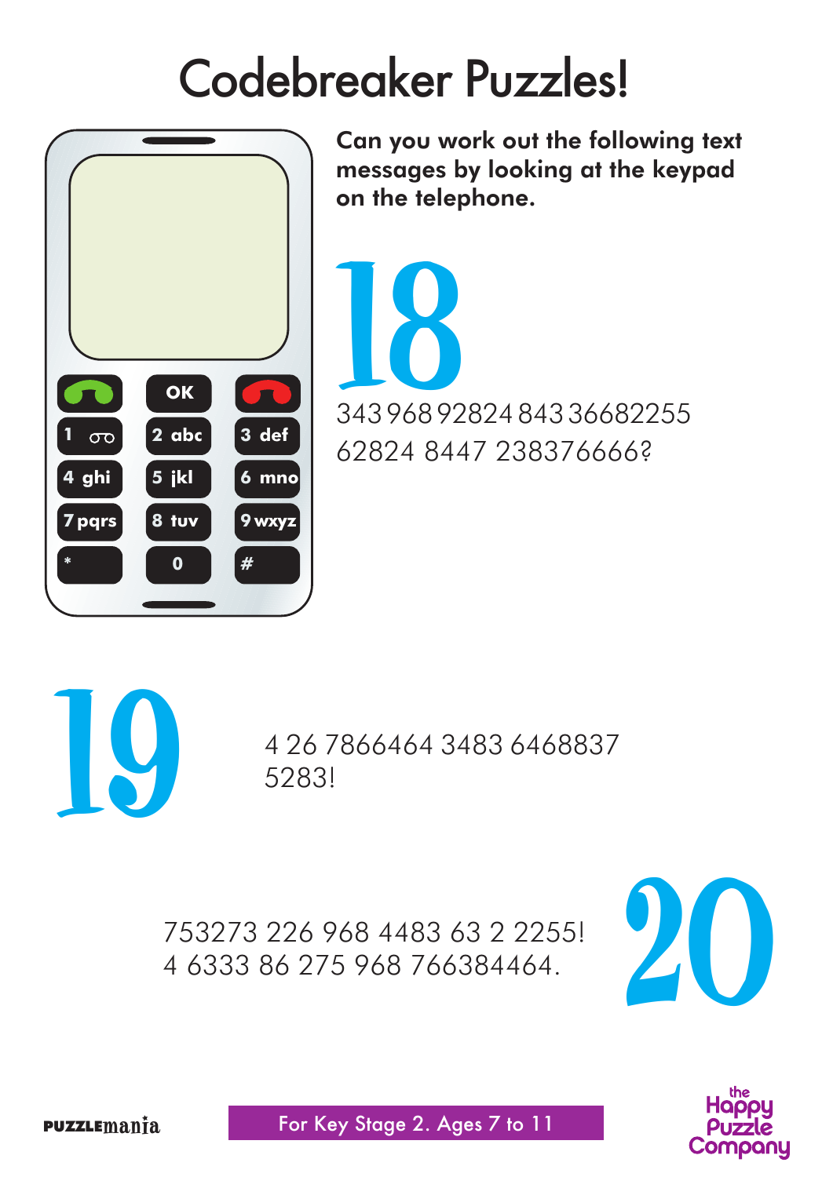# Codebreaker Puzzles!

**Can you work out the following text messages by looking at the keypad on the telephone.**

| | | |
|---|---|---|
| OK | | |
| 1 | 2 abc | 3 def |
| 4 ghi | 5 jkl | 6 mno |
| 7 pqrs | 8 tuv | 9 wxyz |
| * | 0 | # |

## 18

343 968 92824 843 36682255
62824 8447 238376666?

## 19

4 26 7866464 3483 6468837
5283!

## 20

753273 226 968 4483 63 2 2255!
4 6333 86 275 968 766384464.

PUZZLEmania

For Key Stage 2. Ages 7 to 11

the Happy Puzzle Company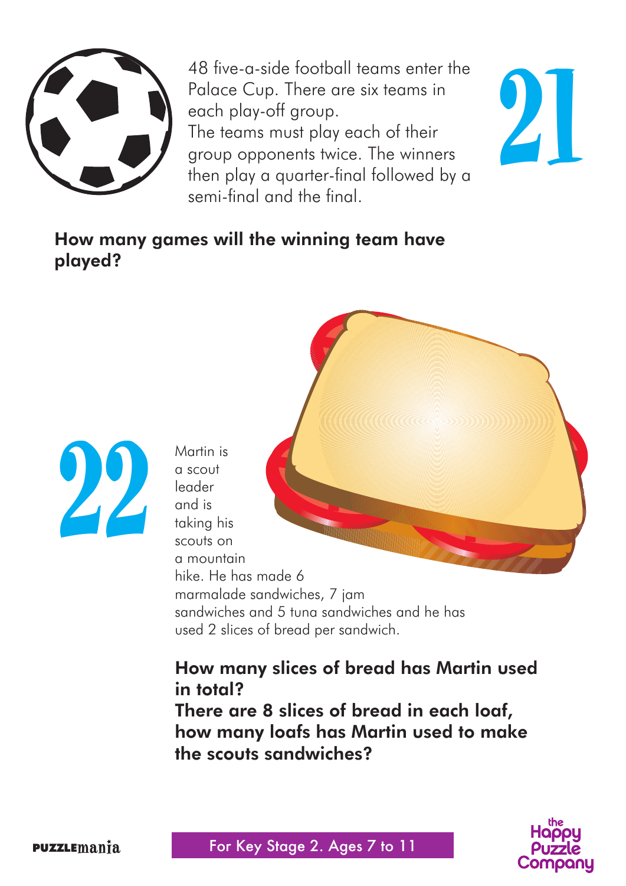## 21

48 five-a-side football teams enter the Palace Cup. There are six teams in each play-off group.
The teams must play each of their group opponents twice. The winners then play a quarter-final followed by a semi-final and the final.

**How many games will the winning team have played?**

## 22

Martin is a scout leader and is taking his scouts on a mountain hike. He has made 6 marmalade sandwiches, 7 jam sandwiches and 5 tuna sandwiches and he has used 2 slices of bread per sandwich.

**How many slices of bread has Martin used in total?**
**There are 8 slices of bread in each loaf, how many loafs has Martin used to make the scouts sandwiches?**

For Key Stage 2. Ages 7 to 11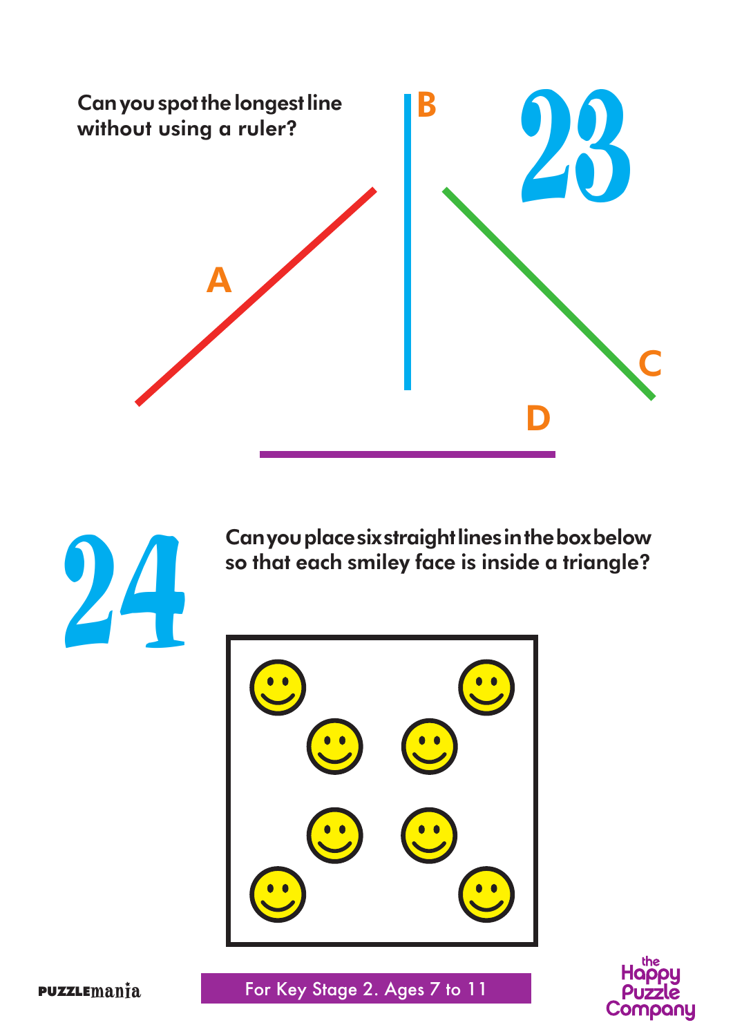## 23

Can you spot the longest line without using a ruler?

A

B

C

D

## 24

Can you place six straight lines in the box below so that each smiley face is inside a triangle?

For Key Stage 2. Ages 7 to 11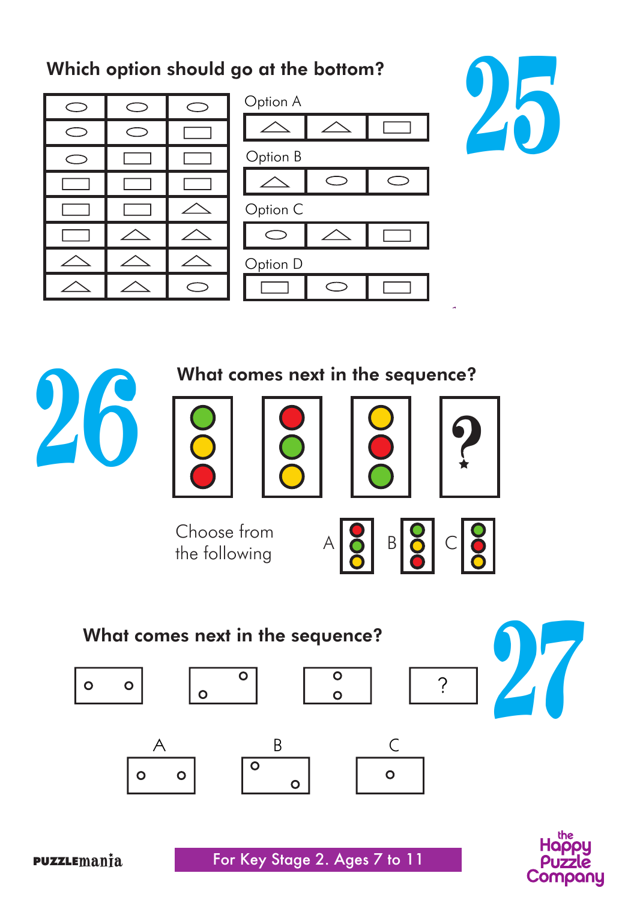## 25

### Which option should go at the bottom?

Option A

Option B

Option C

Option D

## 26

### What comes next in the sequence?

?

Choose from the following

A B C

## 27

### What comes next in the sequence?

?

A B C

PUZZLEmania

For Key Stage 2. Ages 7 to 11

the Happy Puzzle Company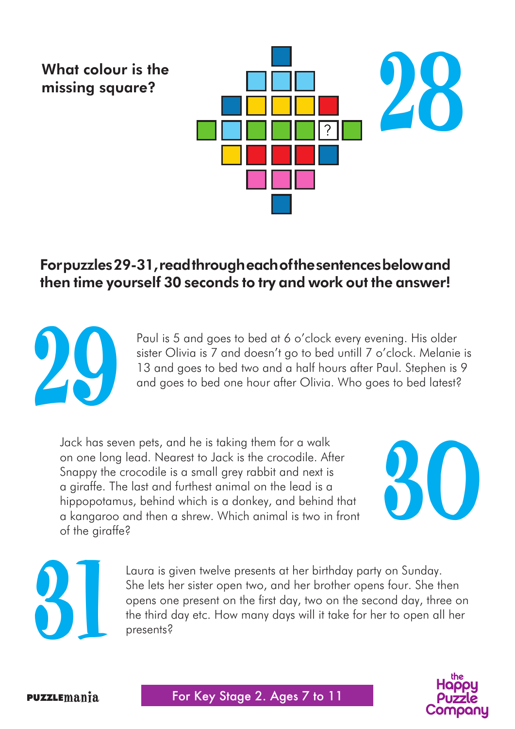## 28

**What colour is the missing square?**

## For puzzles 29-31, read through each of the sentences below and then time yourself 30 seconds to try and work out the answer!

## 29

Paul is 5 and goes to bed at 6 o'clock every evening. His older sister Olivia is 7 and doesn't go to bed untill 7 o'clock. Melanie is 13 and goes to bed two and a half hours after Paul. Stephen is 9 and goes to bed one hour after Olivia. Who goes to bed latest?

## 30

Jack has seven pets, and he is taking them for a walk on one long lead. Nearest to Jack is the crocodile. After Snappy the crocodile is a small grey rabbit and next is a giraffe. The last and furthest animal on the lead is a hippopotamus, behind which is a donkey, and behind that a kangaroo and then a shrew. Which animal is two in front of the giraffe?

## 31

Laura is given twelve presents at her birthday party on Sunday. She lets her sister open two, and her brother opens four. She then opens one present on the first day, two on the second day, three on the third day etc. How many days will it take for her to open all her presents?

For Key Stage 2. Ages 7 to 11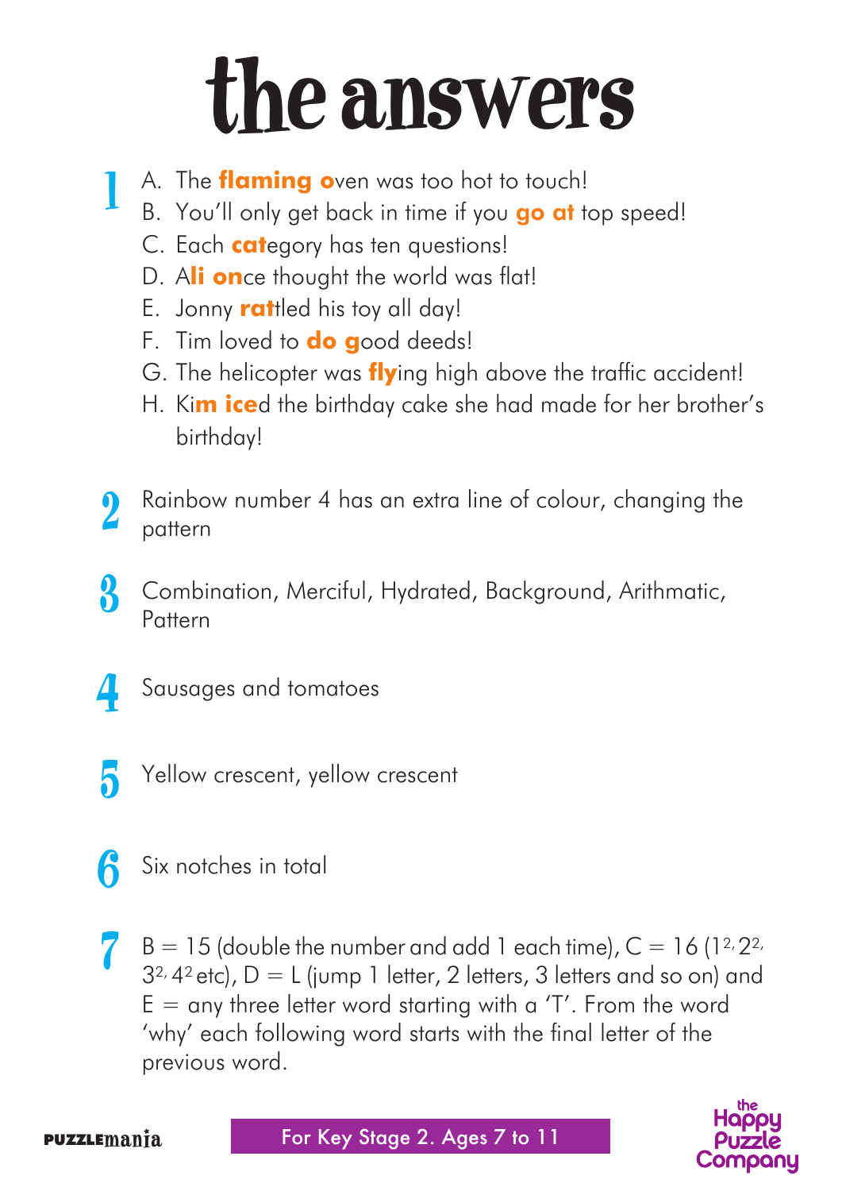# the answers

**1**

A. The **flaming o**ven was too hot to touch!

B. You'll only get back in time if you **go at** top speed!

C. Each **cat**egory has ten questions!

D. A**li on**ce thought the world was flat!

E. Jonny **rat**tled his toy all day!

F. Tim loved to **do g**ood deeds!

G. The helicopter was **fly**ing high above the traffic accident!

H. Ki**m ice**d the birthday cake she had made for her brother's birthday!

**2** Rainbow number 4 has an extra line of colour, changing the pattern

**3** Combination, Merciful, Hydrated, Background, Arithmatic, Pattern

**4** Sausages and tomatoes

**5** Yellow crescent, yellow crescent

**6** Six notches in total

**7** B = 15 (double the number and add 1 each time), C = 16 ($1^2$, $2^2$, $3^2$, $4^2$ etc), D = L (jump 1 letter, 2 letters, 3 letters and so on) and E = any three letter word starting with a 'T'. From the word 'why' each following word starts with the final letter of the previous word.

PUZZLEmania

For Key Stage 2. Ages 7 to 11

the Happy Puzzle Company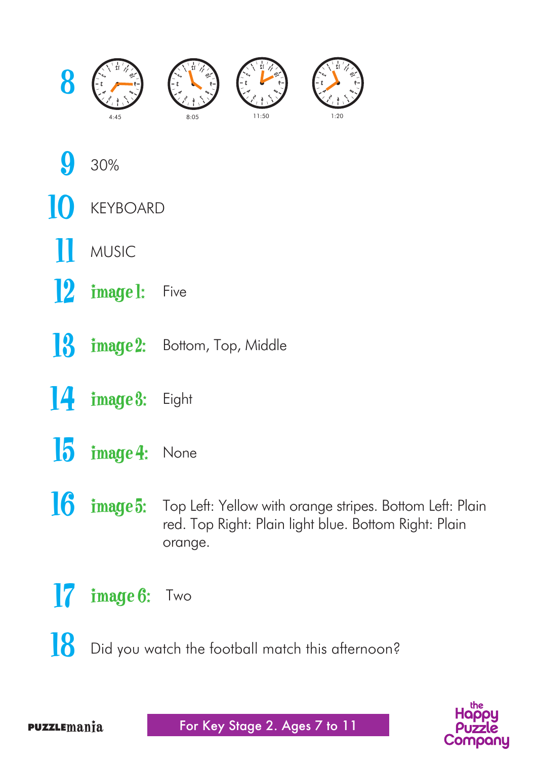**8**

4:45 8:05 11:50 1:20

**9** 30%

**10** KEYBOARD

**11** MUSIC

**12** **image 1:** Five

**13** **image 2:** Bottom, Top, Middle

**14** **image 3:** Eight

**15** **image 4:** None

**16** **image 5:** Top Left: Yellow with orange stripes. Bottom Left: Plain red. Top Right: Plain light blue. Bottom Right: Plain orange.

**17** **image 6:** Two

**18** Did you watch the football match this afternoon?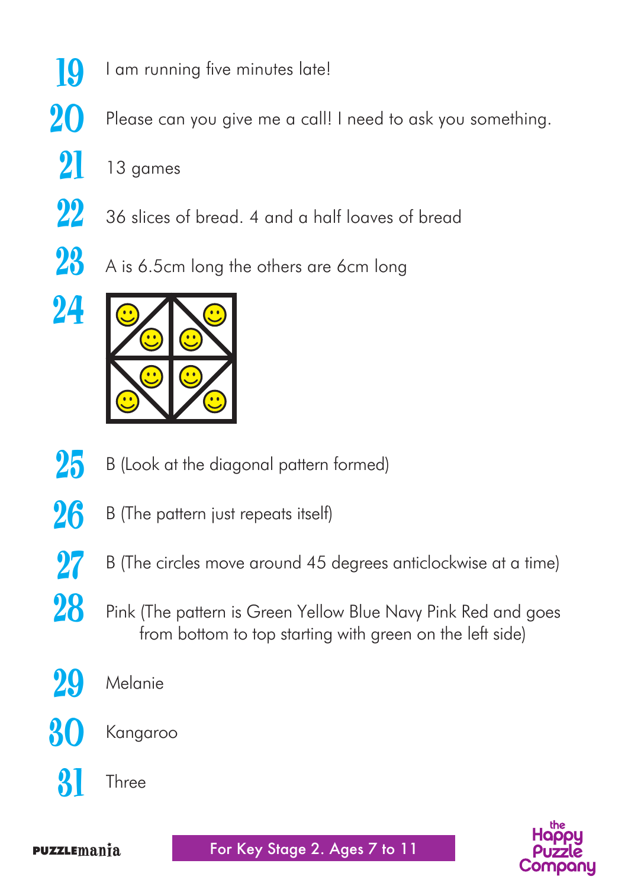**19** I am running five minutes late!

**20** Please can you give me a call! I need to ask you something.

**21** 13 games

**22** 36 slices of bread. 4 and a half loaves of bread

**23** A is 6.5cm long the others are 6cm long

**24**

**25** B (Look at the diagonal pattern formed)

**26** B (The pattern just repeats itself)

**27** B (The circles move around 45 degrees anticlockwise at a time)

**28** Pink (The pattern is Green Yellow Blue Navy Pink Red and goes from bottom to top starting with green on the left side)

**29** Melanie

**30** Kangaroo

**31** Three

For Key Stage 2. Ages 7 to 11